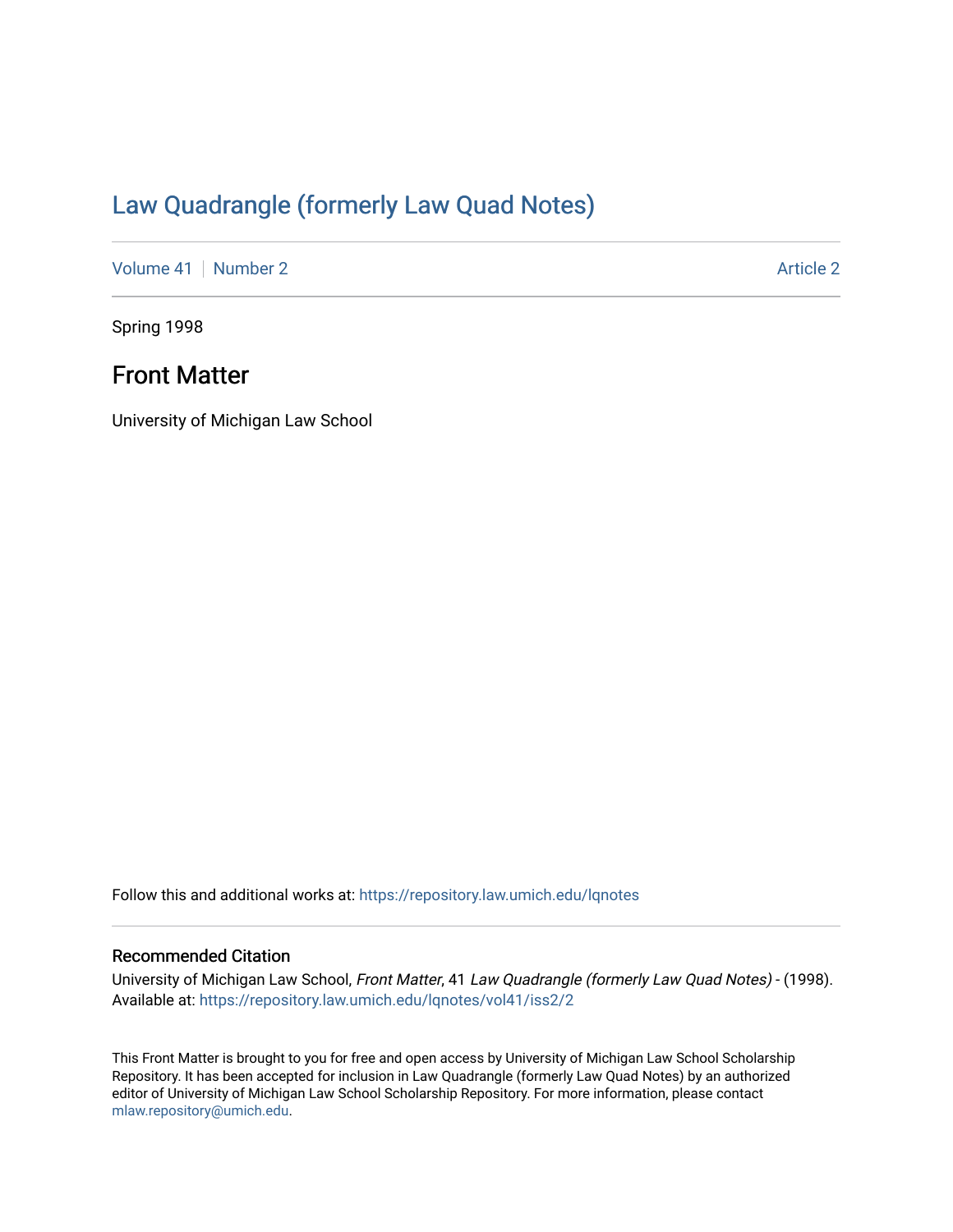# Law Quadrangle (formerly Law Quad Notes)

Volume 41 | Number 2 Article 2

Spring 1998

## Front Matter

University of Michigan Law School

Follow this and additional works at: https://repository.law.umich.edu/lqnotes

### Recommended Citation

University of Michigan Law School, *Front Matter*, 41 *Law Quadrangle (formerly Law Quad Notes)* - (1998). Available at: https://repository.law.umich.edu/lqnotes/vol41/iss2/2

This Front Matter is brought to you for free and open access by University of Michigan Law School Scholarship Repository. It has been accepted for inclusion in Law Quadrangle (formerly Law Quad Notes) by an authorized editor of University of Michigan Law School Scholarship Repository. For more information, please contact mlaw.repository@umich.edu.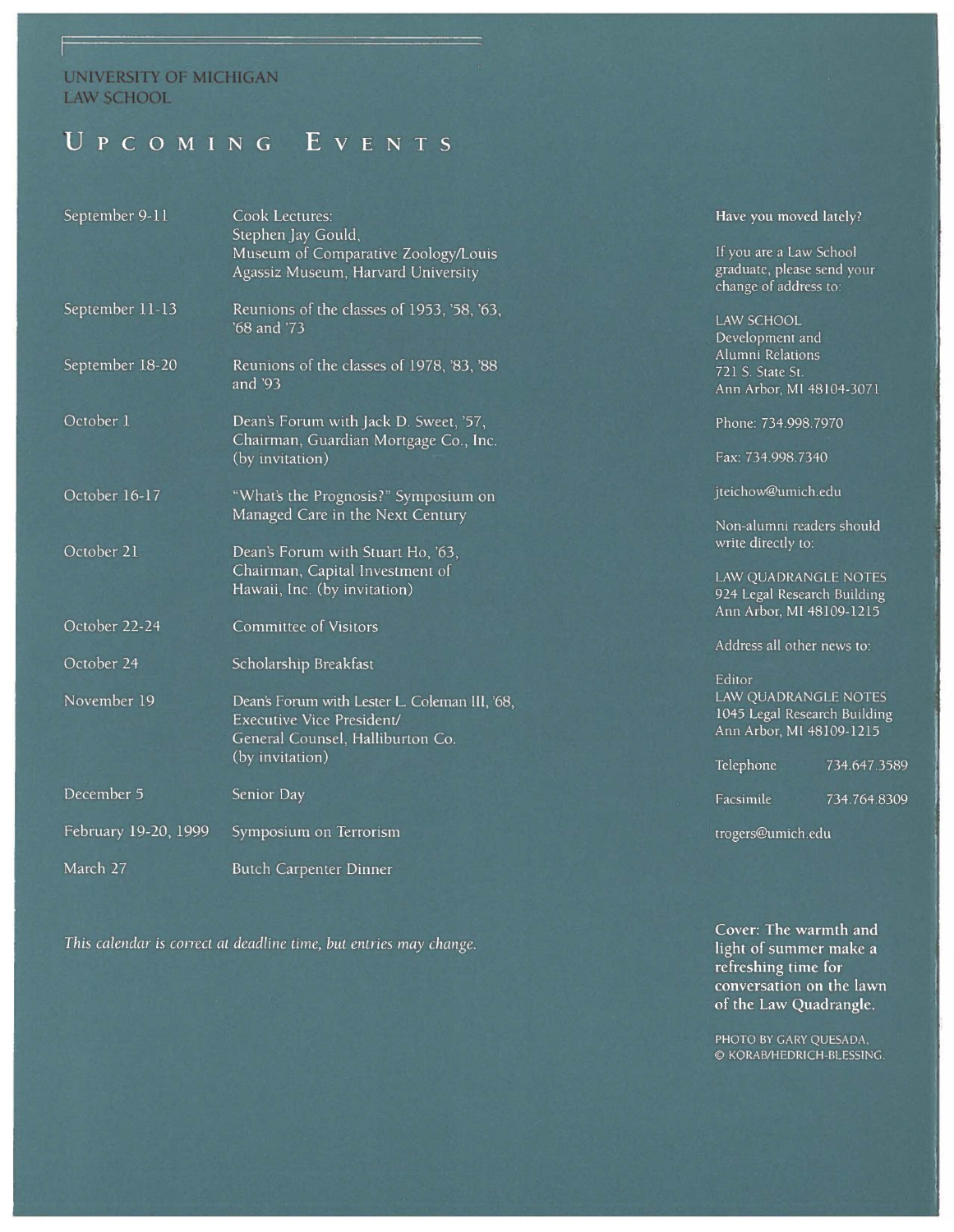UNIVERSITY OF MICHIGAN
LAW SCHOOL

# UPCOMING EVENTS

| | |
|---|---|
| September 9-11 | Cook Lectures: Stephen Jay Gould, Museum of Comparative Zoology/Louis Agassiz Museum, Harvard University |
| September 11-13 | Reunions of the classes of 1953, '58, '63, '68 and '73 |
| September 18-20 | Reunions of the classes of 1978, '83, '88 and '93 |
| October 1 | Dean's Forum with Jack D. Sweet, '57, Chairman, Guardian Mortgage Co., Inc. (by invitation) |
| October 16-17 | "What's the Prognosis?" Symposium on Managed Care in the Next Century |
| October 21 | Dean's Forum with Stuart Ho, '63, Chairman, Capital Investment of Hawaii, Inc. (by invitation) |
| October 22-24 | Committee of Visitors |
| October 24 | Scholarship Breakfast |
| November 19 | Dean's Forum with Lester L. Coleman III, '68, Executive Vice President/ General Counsel, Halliburton Co. (by invitation) |
| December 5 | Senior Day |
| February 19-20, 1999 | Symposium on Terrorism |
| March 27 | Butch Carpenter Dinner |

*This calendar is correct at deadline time, but entries may change.*

**Have you moved lately?**

If you are a Law School graduate, please send your change of address to:

LAW SCHOOL
Development and
Alumni Relations
721 S. State St.
Ann Arbor, MI 48104-3071

Phone: 734.998.7970

Fax: 734.998.7340

jteichow@umich.edu

Non-alumni readers should write directly to:

LAW QUADRANGLE NOTES
924 Legal Research Building
Ann Arbor, MI 48109-1215

Address all other news to:

Editor
LAW QUADRANGLE NOTES
1045 Legal Research Building
Ann Arbor, MI 48109-1215

Telephone 734.647.3589

Facsimile 734.764.8309

trogers@umich.edu

**Cover: The warmth and light of summer make a refreshing time for conversation on the lawn of the Law Quadrangle.**

PHOTO BY GARY QUESADA, © KORAB/HEDRICH-BLESSING.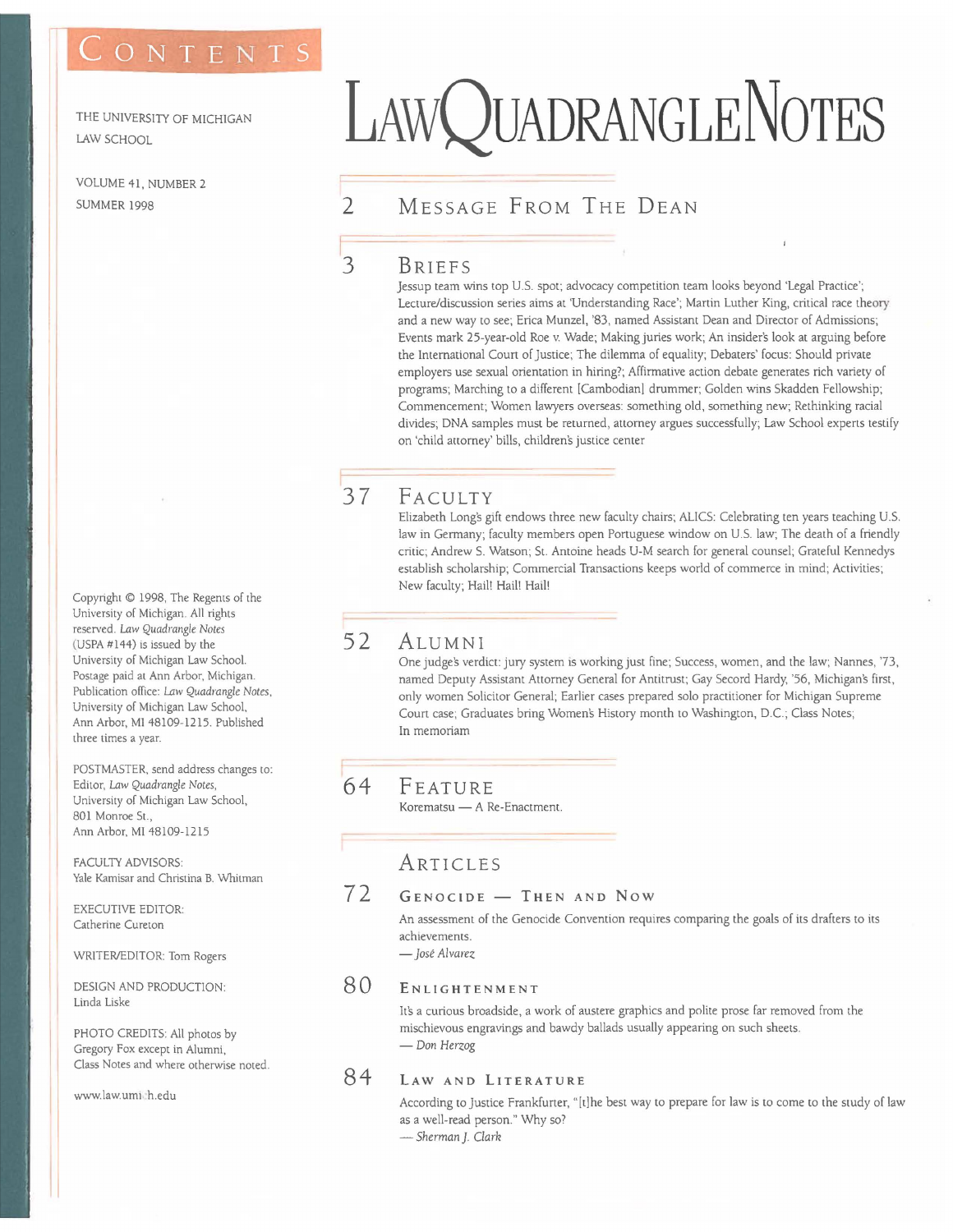# CONTENTS

THE UNIVERSITY OF MICHIGAN LAW SCHOOL

VOLUME 41, NUMBER 2
SUMMER 1998

# LAW QUADRANGLE NOTES

## 2 MESSAGE FROM THE DEAN

## 3 BRIEFS

Jessup team wins top U.S. spot; advocacy competition team looks beyond 'Legal Practice'; Lecture/discussion series aims at 'Understanding Race'; Martin Luther King, critical race theory and a new way to see; Erica Munzel, '83, named Assistant Dean and Director of Admissions; Events mark 25-year-old Roe v. Wade; Making juries work; An insider's look at arguing before the International Court of Justice; The dilemma of equality; Debaters' focus: Should private employers use sexual orientation in hiring?; Affirmative action debate generates rich variety of programs; Marching to a different [Cambodian] drummer; Golden wins Skadden Fellowship; Commencement; Women lawyers overseas: something old, something new; Rethinking racial divides; DNA samples must be returned, attorney argues successfully; Law School experts testify on 'child attorney' bills, children's justice center

## 37 FACULTY

Elizabeth Long's gift endows three new faculty chairs; ALICS: Celebrating ten years teaching U.S. law in Germany; faculty members open Portuguese window on U.S. law; The death of a friendly critic; Andrew S. Watson; St. Antoine heads U-M search for general counsel; Grateful Kennedys establish scholarship; Commercial Transactions keeps world of commerce in mind; Activities; New faculty; Hail! Hail! Hail!

## 52 ALUMNI

One judge's verdict: jury system is working just fine; Success, women, and the law; Nannes, '73, named Deputy Assistant Attorney General for Antitrust; Gay Secord Hardy, '56, Michigan's first, only women Solicitor General; Earlier cases prepared solo practitioner for Michigan Supreme Court case; Graduates bring Women's History month to Washington, D.C.; Class Notes; In memoriam

## 64 FEATURE

Korematsu — A Re-Enactment.

## ARTICLES

### 72 GENOCIDE — THEN AND NOW

An assessment of the Genocide Convention requires comparing the goals of its drafters to its achievements.

*— José Alvarez*

### 80 ENLIGHTENMENT

It's a curious broadside, a work of austere graphics and polite prose far removed from the mischievous engravings and bawdy ballads usually appearing on such sheets.

*— Don Herzog*

### 84 LAW AND LITERATURE

According to Justice Frankfurter, "[t]he best way to prepare for law is to come to the study of law as a well-read person." Why so?

*— Sherman J. Clark*

---

Copyright © 1998, The Regents of the University of Michigan. All rights reserved. *Law Quadrangle Notes* (USPA #144) is issued by the University of Michigan Law School. Postage paid at Ann Arbor, Michigan. Publication office: *Law Quadrangle Notes*, University of Michigan Law School, Ann Arbor, MI 48109-1215. Published three times a year.

POSTMASTER, send address changes to: Editor, *Law Quadrangle Notes*, University of Michigan Law School, 801 Monroe St., Ann Arbor, MI 48109-1215

FACULTY ADVISORS:
Yale Kamisar and Christina B. Whitman

EXECUTIVE EDITOR:
Catherine Cureton

WRITER/EDITOR: Tom Rogers

DESIGN AND PRODUCTION:
Linda Liske

PHOTO CREDITS: All photos by Gregory Fox except in Alumni, Class Notes and where otherwise noted.

www.law.umich.edu